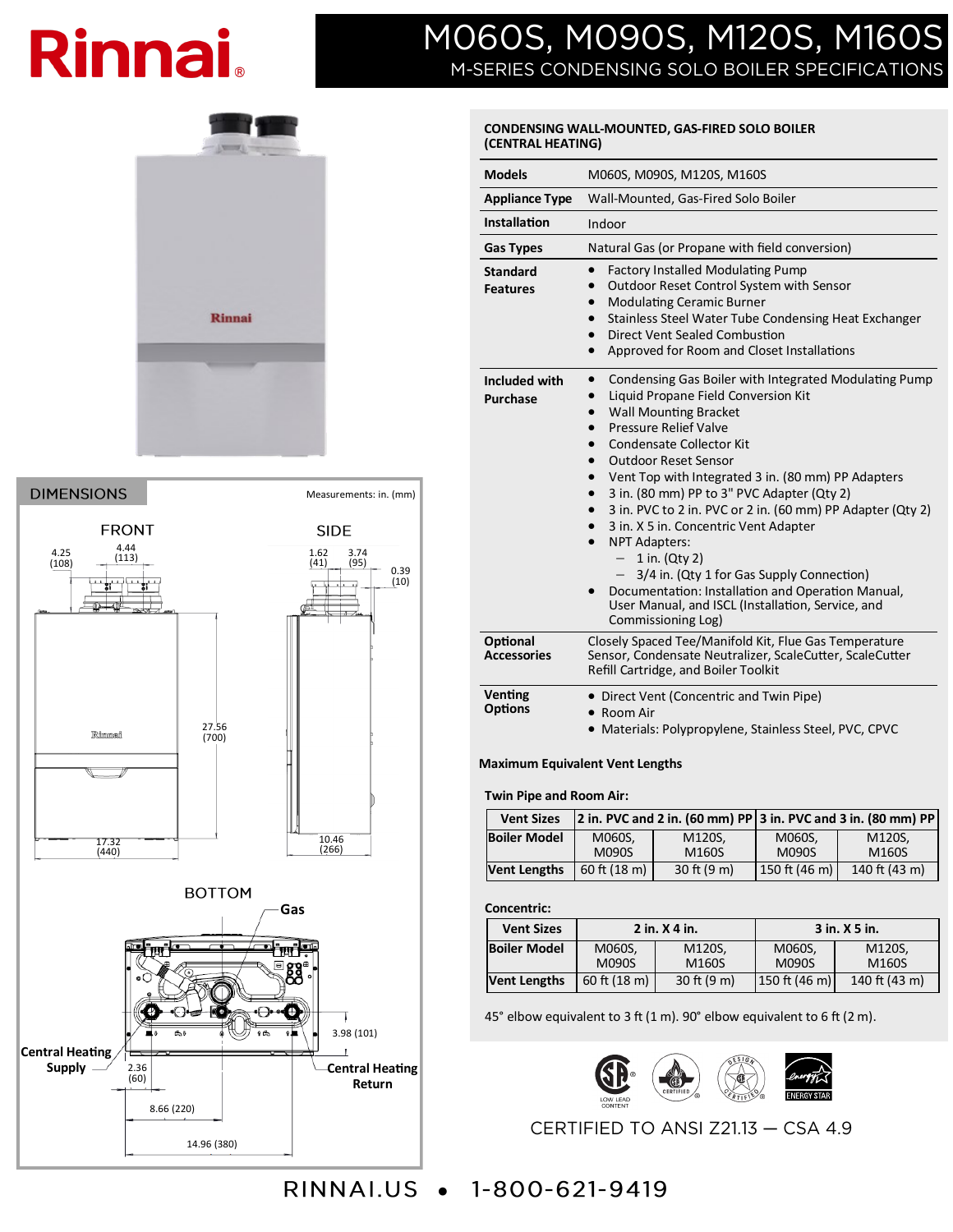# Rinnai

# M060S, M090S, M120S, M160S

## M-SERIES CONDENSING SOLO BOILER SPECIFICATIONS

### DIMENSIONS

Measurements: in. (mm)

**FRONT**

4.25 (108) · 4.44 (113) · 27.56 (700) · 17.32 (440)

**SIDE**

1.62 (41) · 3.74 (95) · 0.39 (10) · 10.46 (266)

**BOTTOM**

Gas · Central Heating Supply · Central Heating Return · 2.36 (60) · 3.98 (101) · 8.66 (220) · 14.96 (380)

### CONDENSING WALL-MOUNTED, GAS-FIRED SOLO BOILER (CENTRAL HEATING)

| | |
|---|---|
| **Models** | M060S, M090S, M120S, M160S |
| **Appliance Type** | Wall-Mounted, Gas-Fired Solo Boiler |
| **Installation** | Indoor |
| **Gas Types** | Natural Gas (or Propane with field conversion) |
| **Standard Features** | • Factory Installed Modulating Pump<br>• Outdoor Reset Control System with Sensor<br>• Modulating Ceramic Burner<br>• Stainless Steel Water Tube Condensing Heat Exchanger<br>• Direct Vent Sealed Combustion<br>• Approved for Room and Closet Installations |
| **Included with Purchase** | • Condensing Gas Boiler with Integrated Modulating Pump<br>• Liquid Propane Field Conversion Kit<br>• Wall Mounting Bracket<br>• Pressure Relief Valve<br>• Condensate Collector Kit<br>• Outdoor Reset Sensor<br>• Vent Top with Integrated 3 in. (80 mm) PP Adapters<br>• 3 in. (80 mm) PP to 3" PVC Adapter (Qty 2)<br>• 3 in. PVC to 2 in. PVC or 2 in. (60 mm) PP Adapter (Qty 2)<br>• 3 in. X 5 in. Concentric Vent Adapter<br>• NPT Adapters:<br>  – 1 in. (Qty 2)<br>  – 3/4 in. (Qty 1 for Gas Supply Connection)<br>• Documentation: Installation and Operation Manual, User Manual, and ISCL (Installation, Service, and Commissioning Log) |
| **Optional Accessories** | Closely Spaced Tee/Manifold Kit, Flue Gas Temperature Sensor, Condensate Neutralizer, ScaleCutter, ScaleCutter Refill Cartridge, and Boiler Toolkit |
| **Venting Options** | • Direct Vent (Concentric and Twin Pipe)<br>• Room Air<br>• Materials: Polypropylene, Stainless Steel, PVC, CPVC |

**Maximum Equivalent Vent Lengths**

**Twin Pipe and Room Air:**

| Vent Sizes | 2 in. PVC and 2 in. (60 mm) PP | | 3 in. PVC and 3 in. (80 mm) PP | |
|---|---|---|---|---|
| **Boiler Model** | M060S, M090S | M120S, M160S | M060S, M090S | M120S, M160S |
| **Vent Lengths** | 60 ft (18 m) | 30 ft (9 m) | 150 ft (46 m) | 140 ft (43 m) |

**Concentric:**

| Vent Sizes | 2 in. X 4 in. | | 3 in. X 5 in. | |
|---|---|---|---|---|
| **Boiler Model** | M060S, M090S | M120S, M160S | M060S, M090S | M120S, M160S |
| **Vent Lengths** | 60 ft (18 m) | 30 ft (9 m) | 150 ft (46 m) | 140 ft (43 m) |

45° elbow equivalent to 3 ft (1 m). 90° elbow equivalent to 6 ft (2 m).

LOW LEAD CONTENT · CERTIFIED · DESIGN CERTIFIED · ENERGY STAR

CERTIFIED TO ANSI Z21.13 — CSA 4.9

RINNAI.US • 1-800-621-9419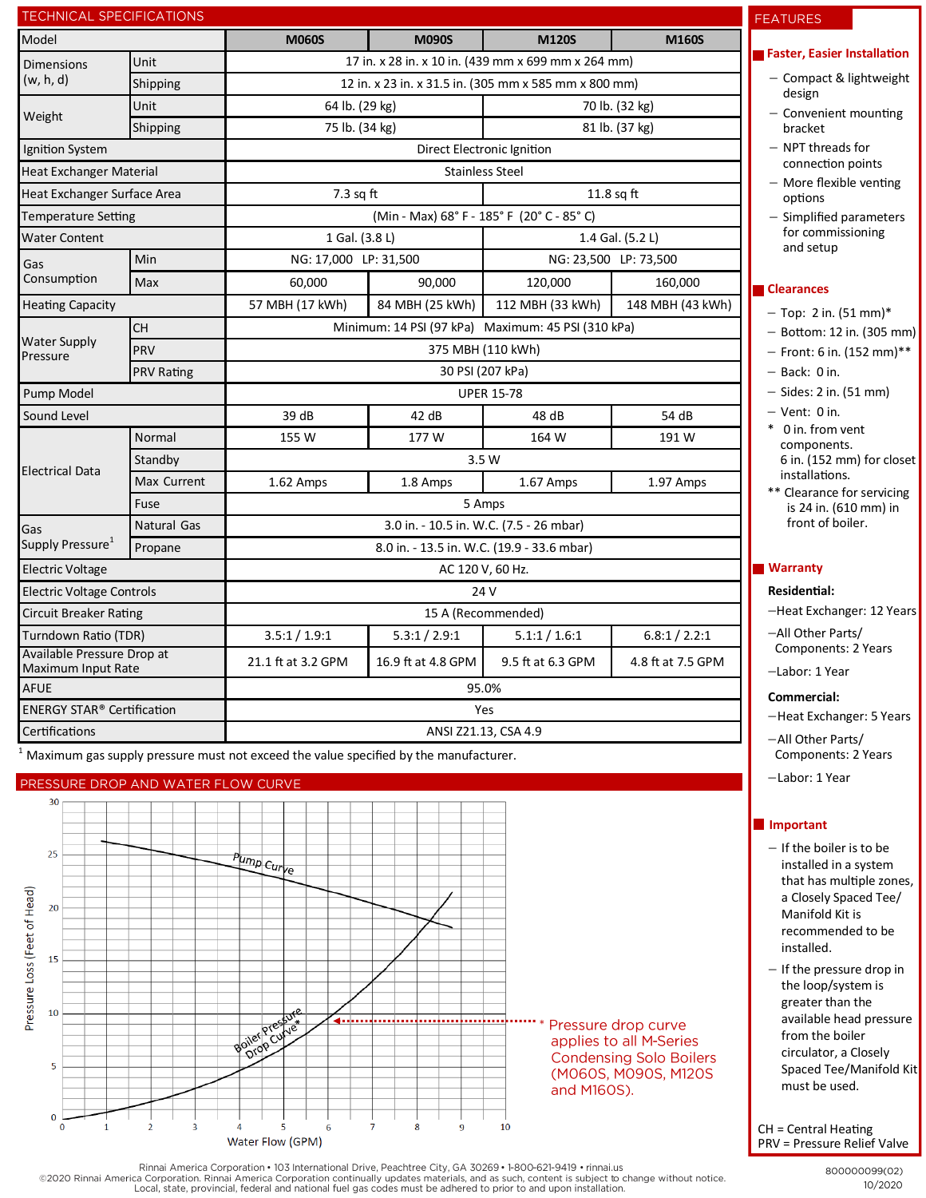## TECHNICAL SPECIFICATIONS

| Model | | M060S | M090S | M120S | M160S |
|---|---|---|---|---|---|
| Dimensions (w, h, d) | Unit | 17 in. x 28 in. x 10 in. (439 mm x 699 mm x 264 mm) | | | |
| | Shipping | 12 in. x 23 in. x 31.5 in. (305 mm x 585 mm x 800 mm) | | | |
| Weight | Unit | 64 lb. (29 kg) | | 70 lb. (32 kg) | |
| | Shipping | 75 lb. (34 kg) | | 81 lb. (37 kg) | |
| Ignition System | | Direct Electronic Ignition | | | |
| Heat Exchanger Material | | Stainless Steel | | | |
| Heat Exchanger Surface Area | | 7.3 sq ft | | 11.8 sq ft | |
| Temperature Setting | | (Min - Max) 68° F - 185° F (20° C - 85° C) | | | |
| Water Content | | 1 Gal. (3.8 L) | | 1.4 Gal. (5.2 L) | |
| Gas Consumption | Min | NG: 17,000 LP: 31,500 | | NG: 23,500 LP: 73,500 | |
| | Max | 60,000 | 90,000 | 120,000 | 160,000 |
| Heating Capacity | | 57 MBH (17 kWh) | 84 MBH (25 kWh) | 112 MBH (33 kWh) | 148 MBH (43 kWh) |
| Water Supply Pressure | CH | Minimum: 14 PSI (97 kPa) Maximum: 45 PSI (310 kPa) | | | |
| | PRV | 375 MBH (110 kWh) | | | |
| | PRV Rating | 30 PSI (207 kPa) | | | |
| Pump Model | | UPER 15-78 | | | |
| Sound Level | | 39 dB | 42 dB | 48 dB | 54 dB |
| Electrical Data | Normal | 155 W | 177 W | 164 W | 191 W |
| | Standby | 3.5 W | | | |
| | Max Current | 1.62 Amps | 1.8 Amps | 1.67 Amps | 1.97 Amps |
| | Fuse | 5 Amps | | | |
| Gas Supply Pressure[1] | Natural Gas | 3.0 in. - 10.5 in. W.C. (7.5 - 26 mbar) | | | |
| | Propane | 8.0 in. - 13.5 in. W.C. (19.9 - 33.6 mbar) | | | |
| Electric Voltage | | AC 120 V, 60 Hz. | | | |
| Electric Voltage Controls | | 24 V | | | |
| Circuit Breaker Rating | | 15 A (Recommended) | | | |
| Turndown Ratio (TDR) | | 3.5:1 / 1.9:1 | 5.3:1 / 2.9:1 | 5.1:1 / 1.6:1 | 6.8:1 / 2.2:1 |
| Available Pressure Drop at Maximum Input Rate | | 21.1 ft at 3.2 GPM | 16.9 ft at 4.8 GPM | 9.5 ft at 6.3 GPM | 4.8 ft at 7.5 GPM |
| AFUE | | 95.0% | | | |
| ENERGY STAR® Certification | | Yes | | | |
| Certifications | | ANSI Z21.13, CSA 4.9 | | | |

[1] Maximum gas supply pressure must not exceed the value specified by the manufacturer.

## PRESSURE DROP AND WATER FLOW CURVE

Pressure Loss (Feet of Head)

0
5
10
15
20
25
30

Water Flow (GPM)

0 1 2 3 4 5 6 7 8 9 10

Pump Curve

Boiler Pressure Drop Curve*

* Pressure drop curve applies to all M-Series Condensing Solo Boilers (M060S, M090S, M120S and M160S).

## FEATURES

### Faster, Easier Installation

- Compact & lightweight design
- Convenient mounting bracket
- NPT threads for connection points
- More flexible venting options
- Simplified parameters for commissioning and setup

### Clearances

- Top: 2 in. (51 mm)*
- Bottom: 12 in. (305 mm)
- Front: 6 in. (152 mm)**
- Back: 0 in.
- Sides: 2 in. (51 mm)
- Vent: 0 in.

* 0 in. from vent components. 6 in. (152 mm) for closet installations.

** Clearance for servicing is 24 in. (610 mm) in front of boiler.

### Warranty

**Residential:**

- Heat Exchanger: 12 Years
- All Other Parts/ Components: 2 Years
- Labor: 1 Year

**Commercial:**

- Heat Exchanger: 5 Years
- All Other Parts/ Components: 2 Years
- Labor: 1 Year

### Important

- If the boiler is to be installed in a system that has multiple zones, a Closely Spaced Tee/ Manifold Kit is recommended to be installed.
- If the pressure drop in the loop/system is greater than the available head pressure from the boiler circulator, a Closely Spaced Tee/Manifold Kit must be used.

CH = Central Heating
PRV = Pressure Relief Valve

Rinnai America Corporation • 103 International Drive, Peachtree City, GA 30269 • 1-800-621-9419 • rinnai.us
©2020 Rinnai America Corporation. Rinnai America Corporation continually updates materials, and as such, content is subject to change without notice.
Local, state, provincial, federal and national fuel gas codes must be adhered to prior to and upon installation.

800000099(02)
10/2020